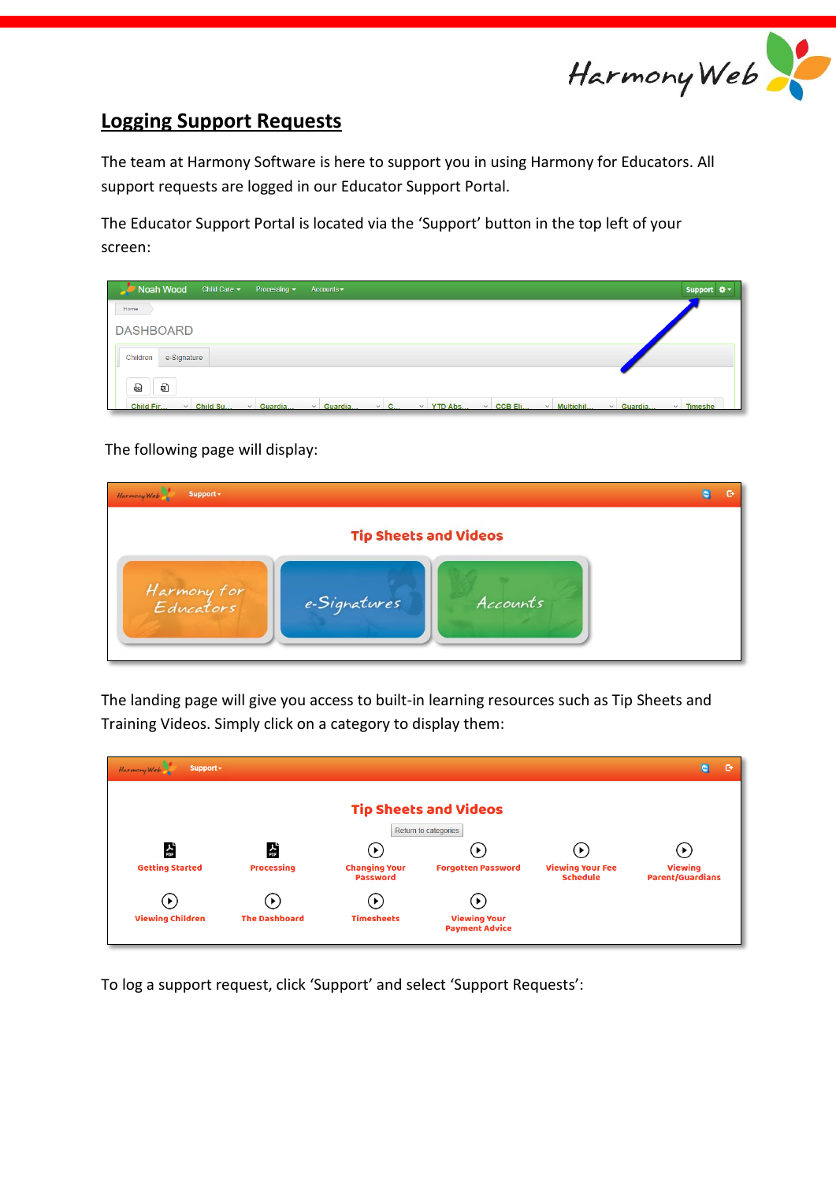## Logging Support Requests

The team at Harmony Software is here to support you in using Harmony for Educators. All support requests are logged in our Educator Support Portal.

The Educator Support Portal is located via the 'Support' button in the top left of your screen:

The following page will display:

The landing page will give you access to built-in learning resources such as Tip Sheets and Training Videos. Simply click on a category to display them:

To log a support request, click 'Support' and select 'Support Requests':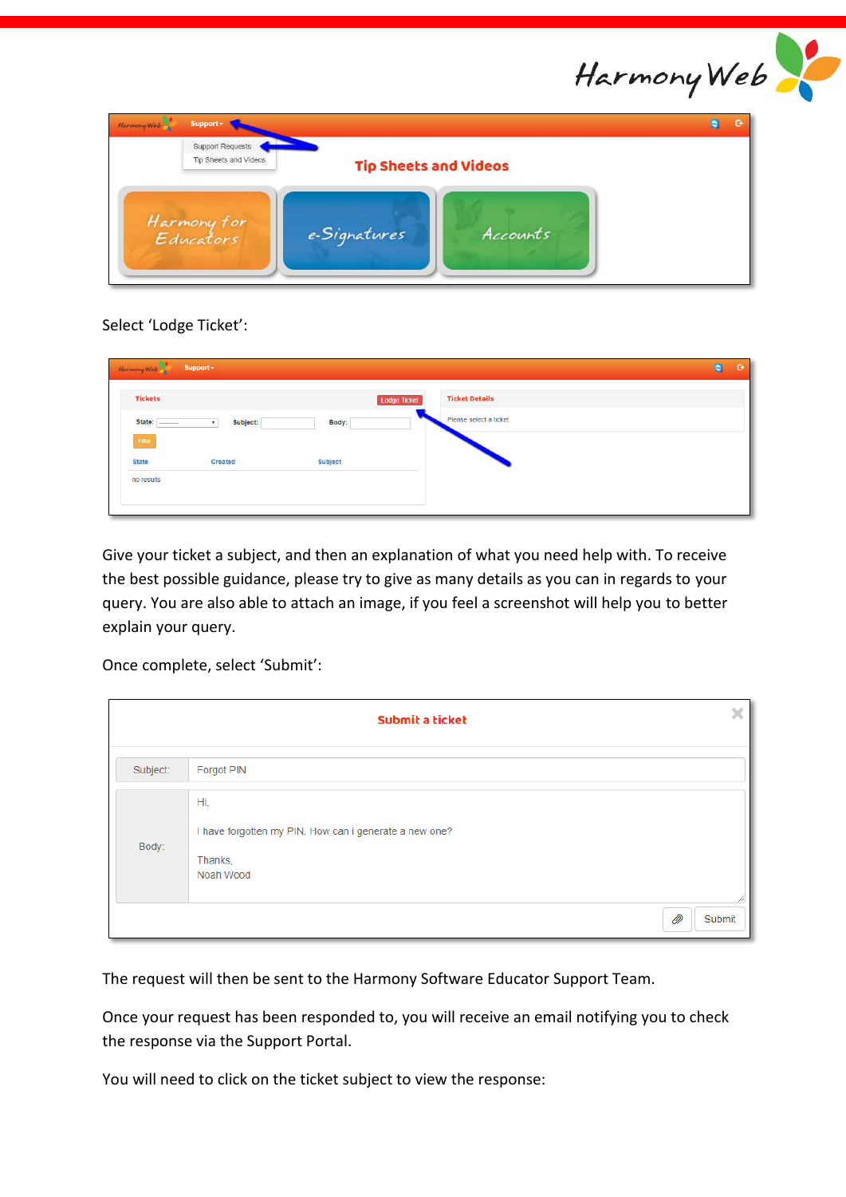Select 'Lodge Ticket':

Give your ticket a subject, and then an explanation of what you need help with. To receive the best possible guidance, please try to give as many details as you can in regards to your query. You are also able to attach an image, if you feel a screenshot will help you to better explain your query.

Once complete, select 'Submit':

The request will then be sent to the Harmony Software Educator Support Team.

Once your request has been responded to, you will receive an email notifying you to check the response via the Support Portal.

You will need to click on the ticket subject to view the response: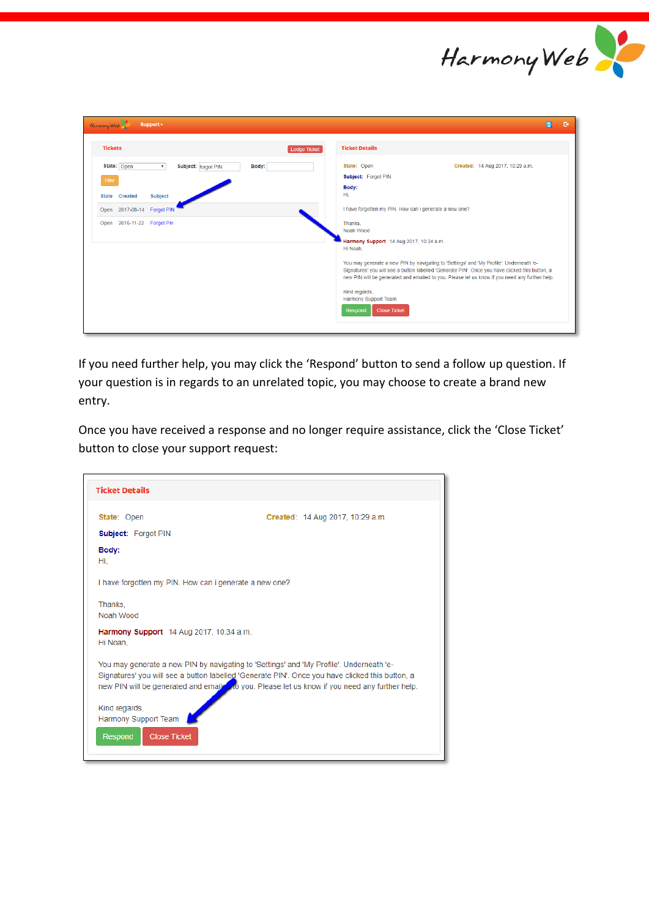If you need further help, you may click the 'Respond' button to send a follow up question. If your question is in regards to an unrelated topic, you may choose to create a brand new entry.

Once you have received a response and no longer require assistance, click the 'Close Ticket' button to close your support request: